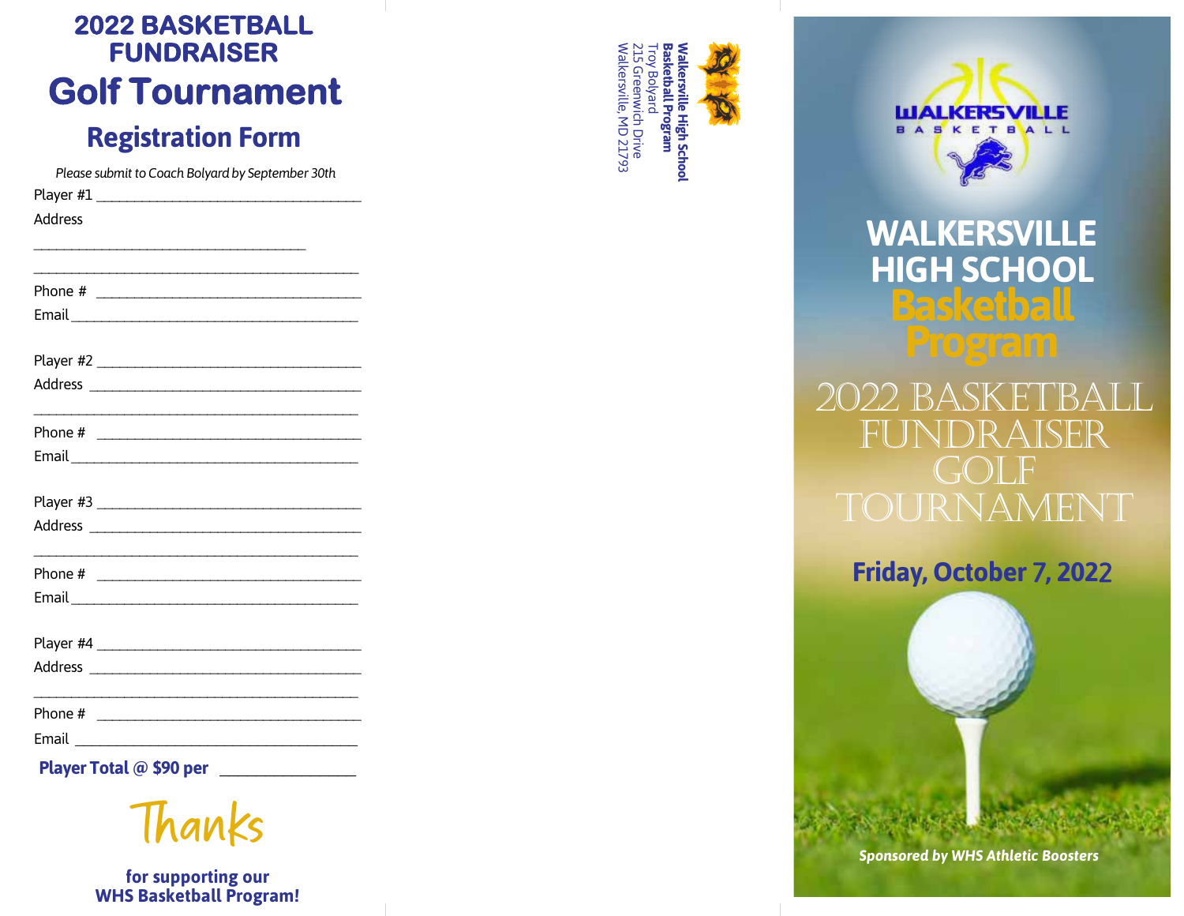# 2022 BASKETBALL FUNDRAISER

# Golf Tournament

## Registration Form

*Please submit to Coach Bolyard by September 30th*

Player #1 ___________________________________

Address

___________________________________

___________________________________________

Phone # ___________________________________

Email_____________________________________

Player #2 ___________________________________

Address ____________________________________

___________________________________________

Phone # ___________________________________

Email_____________________________________

Player #3 ___________________________________

Address ____________________________________

___________________________________________

Phone # ___________________________________

Email_____________________________________

Player #4 ___________________________________

Address ____________________________________

___________________________________________

Phone # ___________________________________

Email _____________________________________

**Player Total @ $90 per** _________________

Thanks

**for supporting our WHS Basketball Program!**

**Walkersville High School Basketball Program**
Troy Bolyard
215 Greenwich Drive
Walkersville, MD 21793

WALKERSVILLE BASKETBALL

# WALKERSVILLE HIGH SCHOOL Basketball Program

# 2022 BASKETBALL FUNDRAISER GOLF TOURNAMENT

**Friday, October 7, 2022**

***Sponsored by WHS Athletic Boosters***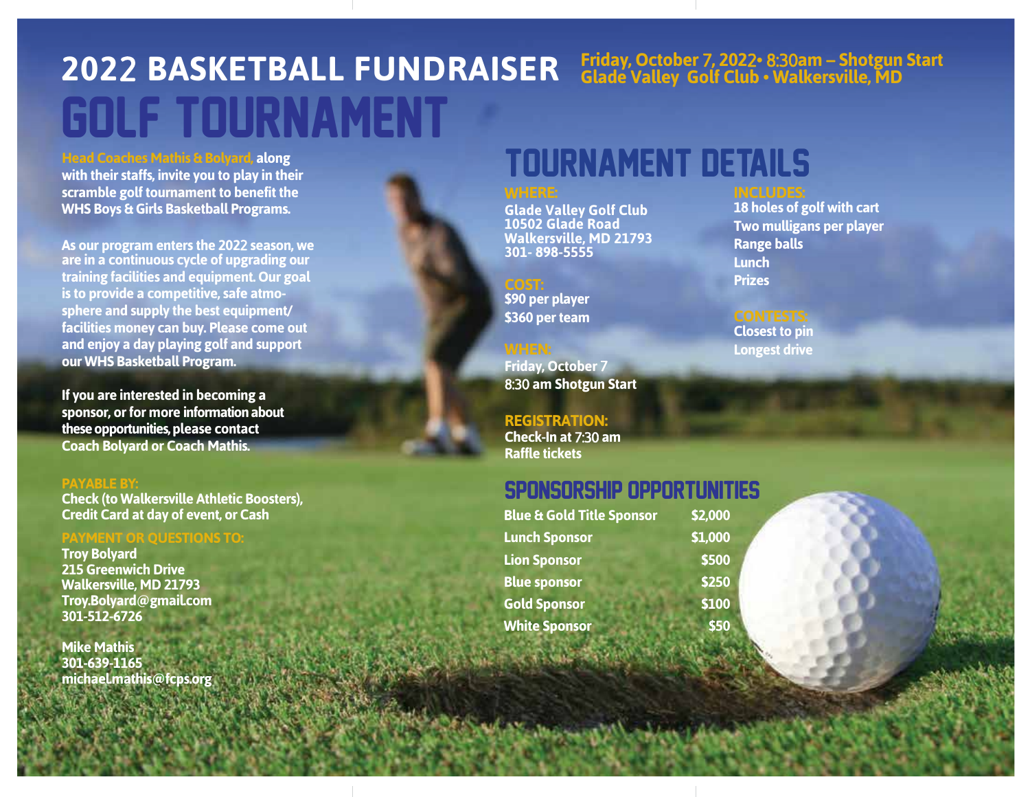# 2022 BASKETBALL FUNDRAISER

**Friday, October 7, 2022• 8:30am – Shotgun Start**
**Glade Valley Golf Club • Walkersville, MD**

# GOLF TOURNAMENT

**Head Coaches Mathis & Bolyard, along with their staffs, invite you to play in their scramble golf tournament to benefit the WHS Boys & Girls Basketball Programs.**

**As our program enters the 2022 season, we are in a continuous cycle of upgrading our training facilities and equipment. Our goal is to provide a competitive, safe atmosphere and supply the best equipment/facilities money can buy. Please come out and enjoy a day playing golf and support our WHS Basketball Program.**

**If you are interested in becoming a sponsor, or for more information about these opportunities, please contact Coach Bolyard or Coach Mathis.**

**PAYABLE BY:**
Check (to Walkersville Athletic Boosters), Credit Card at day of event, or Cash

**PAYMENT OR QUESTIONS TO:**
Troy Bolyard
215 Greenwich Drive
Walkersville, MD 21793
Troy.Bolyard@gmail.com
301-512-6726

Mike Mathis
301-639-1165
michael.mathis@fcps.org

## TOURNAMENT DETAILS

**WHERE:**
Glade Valley Golf Club
10502 Glade Road
Walkersville, MD 21793
301- 898-5555

**COST:**
$90 per player
$360 per team

**WHEN:**
Friday, October 7
8:30 am Shotgun Start

**REGISTRATION:**
Check-In at 7:30 am
Raffle tickets

**INCLUDES:**
18 holes of golf with cart
Two mulligans per player
Range balls
Lunch
Prizes

**CONTESTS:**
Closest to pin
Longest drive

## SPONSORSHIP OPPORTUNITIES

| | |
|---|---|
| Blue & Gold Title Sponsor | $2,000 |
| Lunch Sponsor | $1,000 |
| Lion Sponsor | $500 |
| Blue sponsor | $250 |
| Gold Sponsor | $100 |
| White Sponsor | $50 |